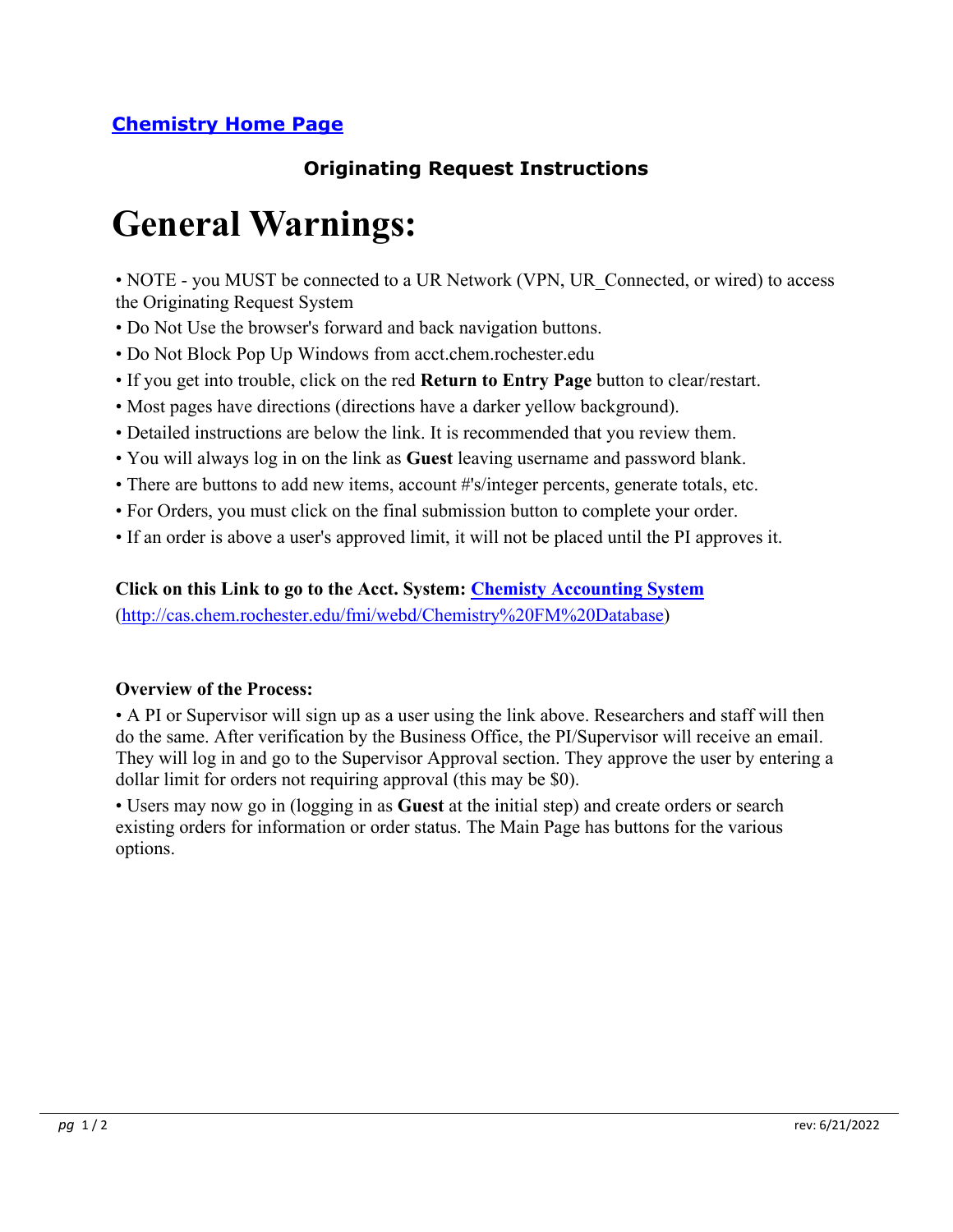[Chemistry Home Page]

**Originating Request Instructions**

# General Warnings:

- NOTE - you MUST be connected to a UR Network (VPN, UR_Connected, or wired) to access the Originating Request System
- Do Not Use the browser's forward and back navigation buttons.
- Do Not Block Pop Up Windows from acct.chem.rochester.edu
- If you get into trouble, click on the red **Return to Entry Page** button to clear/restart.
- Most pages have directions (directions have a darker yellow background).
- Detailed instructions are below the link. It is recommended that you review them.
- You will always log in on the link as **Guest** leaving username and password blank.
- There are buttons to add new items, account #'s/integer percents, generate totals, etc.
- For Orders, you must click on the final submission button to complete your order.
- If an order is above a user's approved limit, it will not be placed until the PI approves it.

**Click on this Link to go to the Acct. System:** [Chemisty Accounting System]
(http://cas.chem.rochester.edu/fmi/webd/Chemistry%20FM%20Database)

**Overview of the Process:**

- A PI or Supervisor will sign up as a user using the link above. Researchers and staff will then do the same. After verification by the Business Office, the PI/Supervisor will receive an email. They will log in and go to the Supervisor Approval section. They approve the user by entering a dollar limit for orders not requiring approval (this may be $0).
- Users may now go in (logging in as **Guest** at the initial step) and create orders or search existing orders for information or order status. The Main Page has buttons for the various options.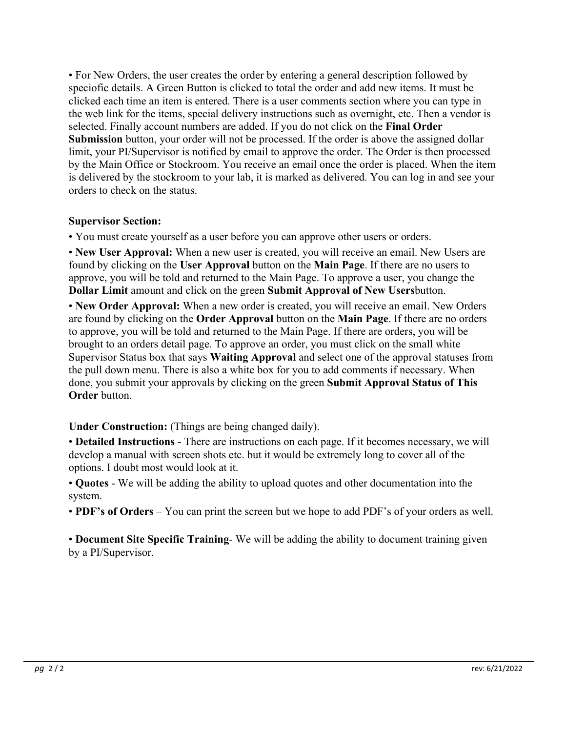• For New Orders, the user creates the order by entering a general description followed by speciofic details. A Green Button is clicked to total the order and add new items. It must be clicked each time an item is entered. There is a user comments section where you can type in the web link for the items, special delivery instructions such as overnight, etc. Then a vendor is selected. Finally account numbers are added. If you do not click on the **Final Order Submission** button, your order will not be processed. If the order is above the assigned dollar limit, your PI/Supervisor is notified by email to approve the order. The Order is then processed by the Main Office or Stockroom. You receive an email once the order is placed. When the item is delivered by the stockroom to your lab, it is marked as delivered. You can log in and see your orders to check on the status.

**Supervisor Section:**

• You must create yourself as a user before you can approve other users or orders.

• **New User Approval:** When a new user is created, you will receive an email. New Users are found by clicking on the **User Approval** button on the **Main Page**. If there are no users to approve, you will be told and returned to the Main Page. To approve a user, you change the **Dollar Limit** amount and click on the green **Submit Approval of New Users**button.

• **New Order Approval:** When a new order is created, you will receive an email. New Orders are found by clicking on the **Order Approval** button on the **Main Page**. If there are no orders to approve, you will be told and returned to the Main Page. If there are orders, you will be brought to an orders detail page. To approve an order, you must click on the small white Supervisor Status box that says **Waiting Approval** and select one of the approval statuses from the pull down menu. There is also a white box for you to add comments if necessary. When done, you submit your approvals by clicking on the green **Submit Approval Status of This Order** button.

**Under Construction:** (Things are being changed daily).

• **Detailed Instructions** - There are instructions on each page. If it becomes necessary, we will develop a manual with screen shots etc. but it would be extremely long to cover all of the options. I doubt most would look at it.

• **Quotes** - We will be adding the ability to upload quotes and other documentation into the system.

• **PDF's of Orders** – You can print the screen but we hope to add PDF's of your orders as well.

• **Document Site Specific Training**- We will be adding the ability to document training given by a PI/Supervisor.